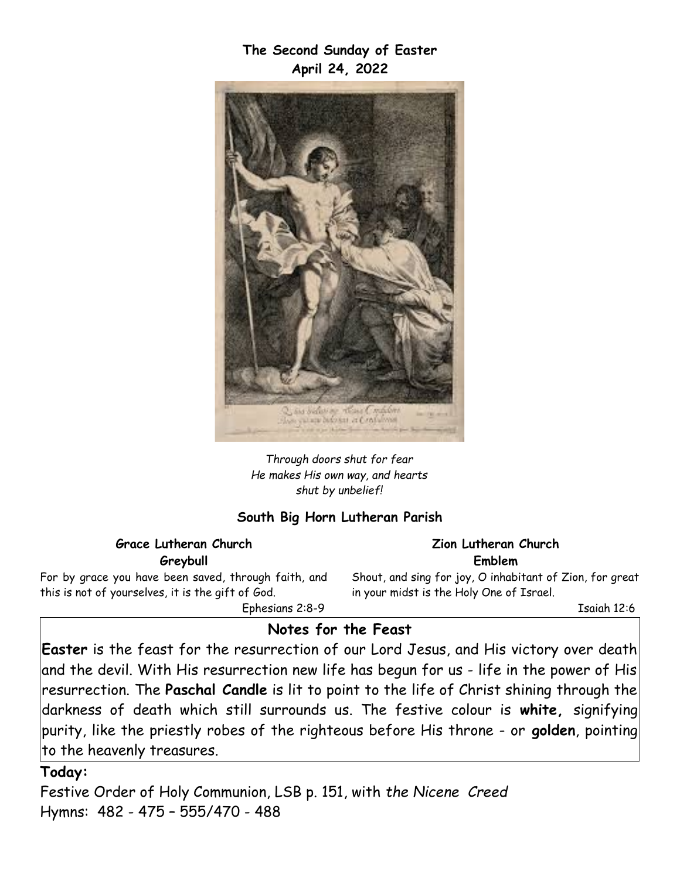# The Second Sunday of Easter
## April 24, 2022

*Through doors shut for fear*
*He makes His own way, and hearts*
*shut by unbelief!*

## South Big Horn Lutheran Parish

**Grace Lutheran Church**
**Greybull**

For by grace you have been saved, through faith, and this is not of yourselves, it is the gift of God.

Ephesians 2:8-9

**Zion Lutheran Church**
**Emblem**

Shout, and sing for joy, O inhabitant of Zion, for great in your midst is the Holy One of Israel.

Isaiah 12:6

## Notes for the Feast

**Easter** is the feast for the resurrection of our Lord Jesus, and His victory over death and the devil. With His resurrection new life has begun for us - life in the power of His resurrection. The **Paschal Candle** is lit to point to the life of Christ shining through the darkness of death which still surrounds us. The festive colour is **white,** signifying purity, like the priestly robes of the righteous before His throne - or **golden**, pointing to the heavenly treasures.

**Today:**

Festive Order of Holy Communion, LSB p. 151, with *the Nicene Creed*
Hymns: 482 - 475 – 555/470 - 488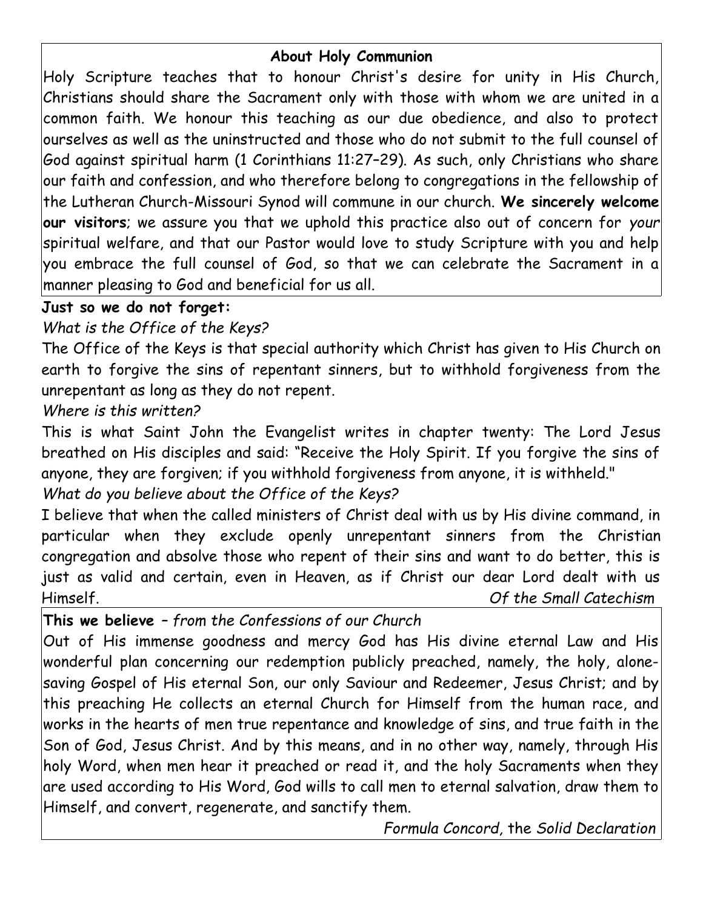### About Holy Communion

Holy Scripture teaches that to honour Christ's desire for unity in His Church, Christians should share the Sacrament only with those with whom we are united in a common faith. We honour this teaching as our due obedience, and also to protect ourselves as well as the uninstructed and those who do not submit to the full counsel of God against spiritual harm (1 Corinthians 11:27–29). As such, only Christians who share our faith and confession, and who therefore belong to congregations in the fellowship of the Lutheran Church-Missouri Synod will commune in our church. **We sincerely welcome our visitors**; we assure you that we uphold this practice also out of concern for *your* spiritual welfare, and that our Pastor would love to study Scripture with you and help you embrace the full counsel of God, so that we can celebrate the Sacrament in a manner pleasing to God and beneficial for us all.

**Just so we do not forget:**

*What is the Office of the Keys?*

The Office of the Keys is that special authority which Christ has given to His Church on earth to forgive the sins of repentant sinners, but to withhold forgiveness from the unrepentant as long as they do not repent.

*Where is this written?*

This is what Saint John the Evangelist writes in chapter twenty: The Lord Jesus breathed on His disciples and said: "Receive the Holy Spirit. If you forgive the sins of anyone, they are forgiven; if you withhold forgiveness from anyone, it is withheld."

*What do you believe about the Office of the Keys?*

I believe that when the called ministers of Christ deal with us by His divine command, in particular when they exclude openly unrepentant sinners from the Christian congregation and absolve those who repent of their sins and want to do better, this is just as valid and certain, even in Heaven, as if Christ our dear Lord dealt with us Himself.

*Of the Small Catechism*

**This we believe** – *from the Confessions of our Church*

Out of His immense goodness and mercy God has His divine eternal Law and His wonderful plan concerning our redemption publicly preached, namely, the holy, alone-saving Gospel of His eternal Son, our only Saviour and Redeemer, Jesus Christ; and by this preaching He collects an eternal Church for Himself from the human race, and works in the hearts of men true repentance and knowledge of sins, and true faith in the Son of God, Jesus Christ. And by this means, and in no other way, namely, through His holy Word, when men hear it preached or read it, and the holy Sacraments when they are used according to His Word, God wills to call men to eternal salvation, draw them to Himself, and convert, regenerate, and sanctify them.

*Formula Concord,* the *Solid Declaration*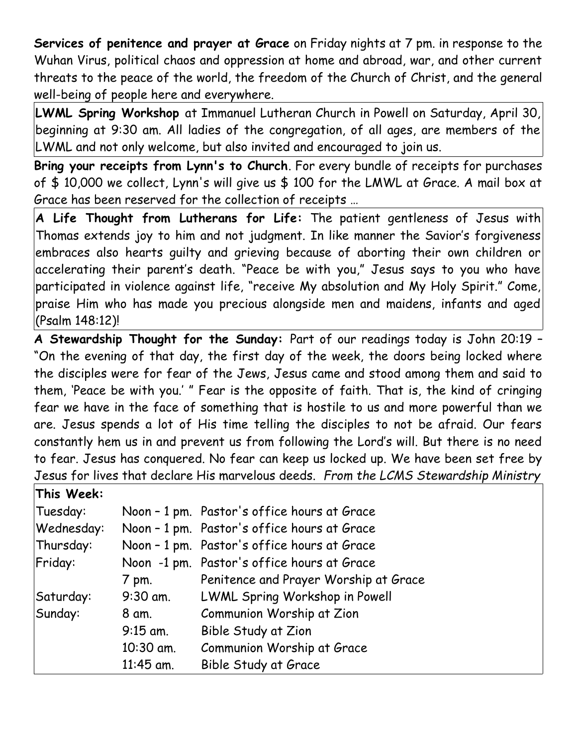**Services of penitence and prayer at Grace** on Friday nights at 7 pm. in response to the Wuhan Virus, political chaos and oppression at home and abroad, war, and other current threats to the peace of the world, the freedom of the Church of Christ, and the general well-being of people here and everywhere.

**LWML Spring Workshop** at Immanuel Lutheran Church in Powell on Saturday, April 30, beginning at 9:30 am. All ladies of the congregation, of all ages, are members of the LWML and not only welcome, but also invited and encouraged to join us.

**Bring your receipts from Lynn's to Church**. For every bundle of receipts for purchases of $ 10,000 we collect, Lynn's will give us $ 100 for the LMWL at Grace. A mail box at Grace has been reserved for the collection of receipts …

**A Life Thought from Lutherans for Life:** The patient gentleness of Jesus with Thomas extends joy to him and not judgment. In like manner the Savior's forgiveness embraces also hearts guilty and grieving because of aborting their own children or accelerating their parent's death. "Peace be with you," Jesus says to you who have participated in violence against life, "receive My absolution and My Holy Spirit." Come, praise Him who has made you precious alongside men and maidens, infants and aged (Psalm 148:12)!

**A Stewardship Thought for the Sunday:** Part of our readings today is John 20:19 – "On the evening of that day, the first day of the week, the doors being locked where the disciples were for fear of the Jews, Jesus came and stood among them and said to them, 'Peace be with you.' " Fear is the opposite of faith. That is, the kind of cringing fear we have in the face of something that is hostile to us and more powerful than we are. Jesus spends a lot of His time telling the disciples to not be afraid. Our fears constantly hem us in and prevent us from following the Lord's will. But there is no need to fear. Jesus has conquered. No fear can keep us locked up. We have been set free by Jesus for lives that declare His marvelous deeds. *From the LCMS Stewardship Ministry*

**This Week:**

| | | |
|---|---|---|
| Tuesday: | Noon – 1 pm. | Pastor's office hours at Grace |
| Wednesday: | Noon – 1 pm. | Pastor's office hours at Grace |
| Thursday: | Noon – 1 pm. | Pastor's office hours at Grace |
| Friday: | Noon -1 pm. | Pastor's office hours at Grace |
| | 7 pm. | Penitence and Prayer Worship at Grace |
| Saturday: | 9:30 am. | LWML Spring Workshop in Powell |
| Sunday: | 8 am. | Communion Worship at Zion |
| | 9:15 am. | Bible Study at Zion |
| | 10:30 am. | Communion Worship at Grace |
| | 11:45 am. | Bible Study at Grace |